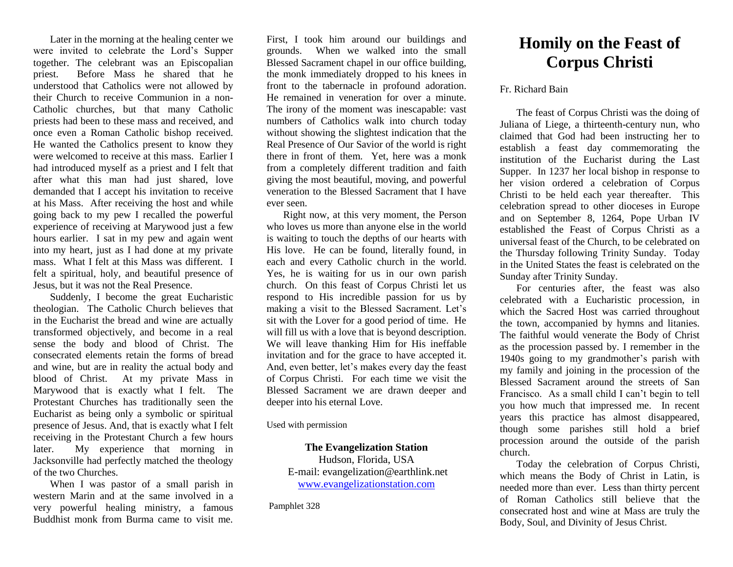Later in the morning at the healing center we were invited to celebrate the Lord's Supper together. The celebrant was an Episcopalian priest. Before Mass he shared that he understood that Catholics were not allowed by their Church to receive Communion in a non-Catholic churches, but that many Catholic priests had been to these mass and received, and once even a Roman Catholic bishop received. He wanted the Catholics present to know they were welcomed to receive at this mass. Earlier I had introduced myself as a priest and I felt that after what this man had just shared, love demanded that I accept his invitation to receive at his Mass. After receiving the host and while going back to my pew I recalled the powerful experience of receiving at Marywood just a few hours earlier. I sat in my pew and again went into my heart, just as I had done at my private mass. What I felt at this Mass was different. I felt a spiritual, holy, and beautiful presence of Jesus, but it was not the Real Presence.

Suddenly, I become the great Eucharistic theologian. The Catholic Church believes that in the Eucharist the bread and wine are actually transformed objectively, and become in a real sense the body and blood of Christ. The consecrated elements retain the forms of bread and wine, but are in reality the actual body and blood of Christ. At my private Mass in Marywood that is exactly what I felt. The Protestant Churches has traditionally seen the Eucharist as being only a symbolic or spiritual presence of Jesus. And, that is exactly what I felt receiving in the Protestant Church a few hours later. My experience that morning in Jacksonville had perfectly matched the theology of the two Churches.

When I was pastor of a small parish in western Marin and at the same involved in a very powerful healing ministry, a famous Buddhist monk from Burma came to visit me. First, I took him around our buildings and grounds. When we walked into the small Blessed Sacrament chapel in our office building, the monk immediately dropped to his knees in front to the tabernacle in profound adoration. He remained in veneration for over a minute. The irony of the moment was inescapable: vast numbers of Catholics walk into church today without showing the slightest indication that the Real Presence of Our Savior of the world is right there in front of them. Yet, here was a monk from a completely different tradition and faith giving the most beautiful, moving, and powerful veneration to the Blessed Sacrament that I have ever seen.

Right now, at this very moment, the Person who loves us more than anyone else in the world is waiting to touch the depths of our hearts with His love. He can be found, literally found, in each and every Catholic church in the world. Yes, he is waiting for us in our own parish church. On this feast of Corpus Christi let us respond to His incredible passion for us by making a visit to the Blessed Sacrament. Let's sit with the Lover for a good period of time. He will fill us with a love that is beyond description. We will leave thanking Him for His ineffable invitation and for the grace to have accepted it. And, even better, let's makes every day the feast of Corpus Christi. For each time we visit the Blessed Sacrament we are drawn deeper and deeper into his eternal Love.

Used with permission

**The Evangelization Station**
Hudson, Florida, USA
E-mail: evangelization@earthlink.net
www.evangelizationstation.com

Pamphlet 328

# Homily on the Feast of Corpus Christi

Fr. Richard Bain

The feast of Corpus Christi was the doing of Juliana of Liege, a thirteenth-century nun, who claimed that God had been instructing her to establish a feast day commemorating the institution of the Eucharist during the Last Supper. In 1237 her local bishop in response to her vision ordered a celebration of Corpus Christi to be held each year thereafter. This celebration spread to other dioceses in Europe and on September 8, 1264, Pope Urban IV established the Feast of Corpus Christi as a universal feast of the Church, to be celebrated on the Thursday following Trinity Sunday. Today in the United States the feast is celebrated on the Sunday after Trinity Sunday.

For centuries after, the feast was also celebrated with a Eucharistic procession, in which the Sacred Host was carried throughout the town, accompanied by hymns and litanies. The faithful would venerate the Body of Christ as the procession passed by. I remember in the 1940s going to my grandmother's parish with my family and joining in the procession of the Blessed Sacrament around the streets of San Francisco. As a small child I can't begin to tell you how much that impressed me. In recent years this practice has almost disappeared, though some parishes still hold a brief procession around the outside of the parish church.

Today the celebration of Corpus Christi, which means the Body of Christ in Latin, is needed more than ever. Less than thirty percent of Roman Catholics still believe that the consecrated host and wine at Mass are truly the Body, Soul, and Divinity of Jesus Christ.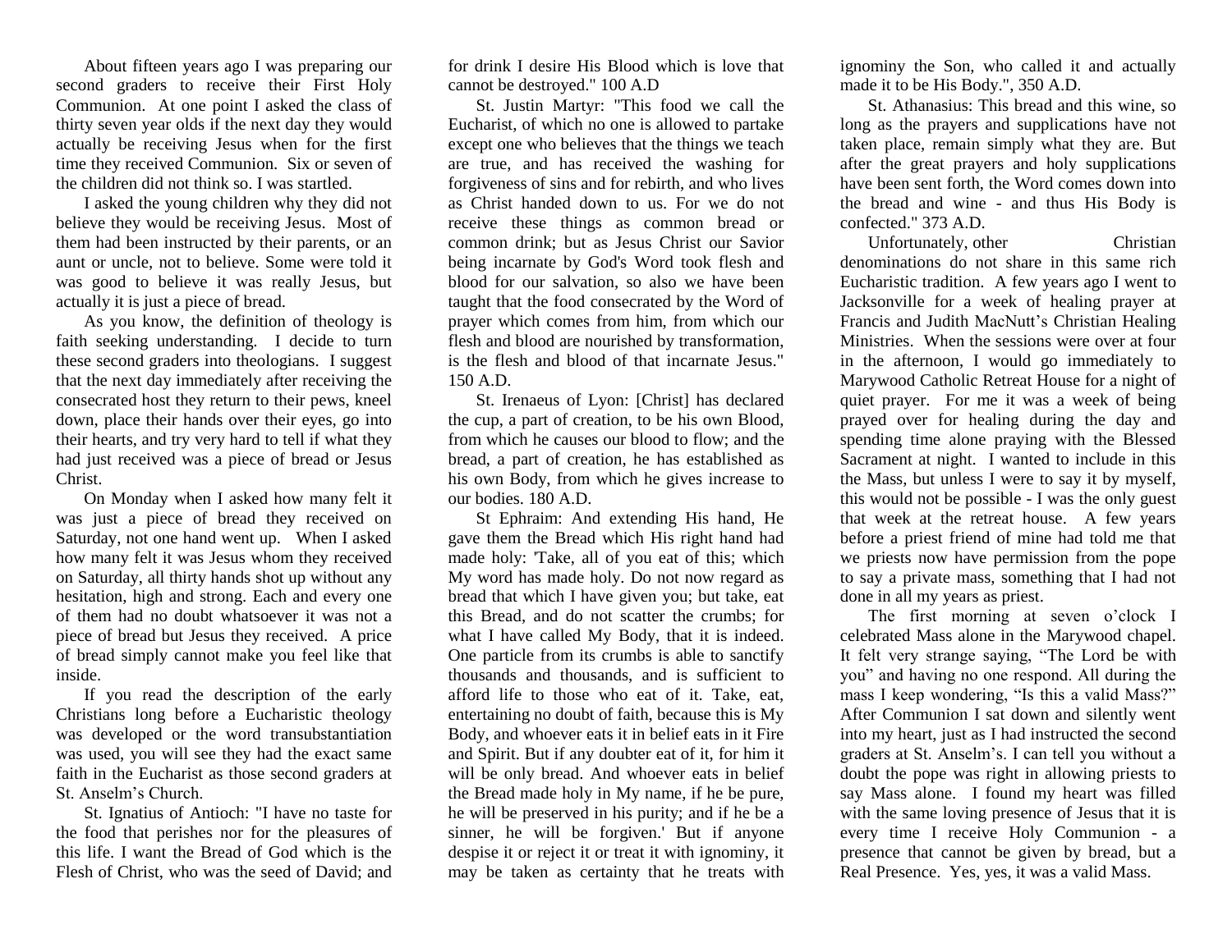About fifteen years ago I was preparing our second graders to receive their First Holy Communion. At one point I asked the class of thirty seven year olds if the next day they would actually be receiving Jesus when for the first time they received Communion. Six or seven of the children did not think so. I was startled.

I asked the young children why they did not believe they would be receiving Jesus. Most of them had been instructed by their parents, or an aunt or uncle, not to believe. Some were told it was good to believe it was really Jesus, but actually it is just a piece of bread.

As you know, the definition of theology is faith seeking understanding. I decide to turn these second graders into theologians. I suggest that the next day immediately after receiving the consecrated host they return to their pews, kneel down, place their hands over their eyes, go into their hearts, and try very hard to tell if what they had just received was a piece of bread or Jesus Christ.

On Monday when I asked how many felt it was just a piece of bread they received on Saturday, not one hand went up. When I asked how many felt it was Jesus whom they received on Saturday, all thirty hands shot up without any hesitation, high and strong. Each and every one of them had no doubt whatsoever it was not a piece of bread but Jesus they received. A price of bread simply cannot make you feel like that inside.

If you read the description of the early Christians long before a Eucharistic theology was developed or the word transubstantiation was used, you will see they had the exact same faith in the Eucharist as those second graders at St. Anselm's Church.

St. Ignatius of Antioch: "I have no taste for the food that perishes nor for the pleasures of this life. I want the Bread of God which is the Flesh of Christ, who was the seed of David; and for drink I desire His Blood which is love that cannot be destroyed." 100 A.D

St. Justin Martyr: "This food we call the Eucharist, of which no one is allowed to partake except one who believes that the things we teach are true, and has received the washing for forgiveness of sins and for rebirth, and who lives as Christ handed down to us. For we do not receive these things as common bread or common drink; but as Jesus Christ our Savior being incarnate by God's Word took flesh and blood for our salvation, so also we have been taught that the food consecrated by the Word of prayer which comes from him, from which our flesh and blood are nourished by transformation, is the flesh and blood of that incarnate Jesus." 150 A.D.

St. Irenaeus of Lyon: [Christ] has declared the cup, a part of creation, to be his own Blood, from which he causes our blood to flow; and the bread, a part of creation, he has established as his own Body, from which he gives increase to our bodies. 180 A.D.

St Ephraim: And extending His hand, He gave them the Bread which His right hand had made holy: 'Take, all of you eat of this; which My word has made holy. Do not now regard as bread that which I have given you; but take, eat this Bread, and do not scatter the crumbs; for what I have called My Body, that it is indeed. One particle from its crumbs is able to sanctify thousands and thousands, and is sufficient to afford life to those who eat of it. Take, eat, entertaining no doubt of faith, because this is My Body, and whoever eats it in belief eats in it Fire and Spirit. But if any doubter eat of it, for him it will be only bread. And whoever eats in belief the Bread made holy in My name, if he be pure, he will be preserved in his purity; and if he be a sinner, he will be forgiven.' But if anyone despise it or reject it or treat it with ignominy, it may be taken as certainty that he treats with ignominy the Son, who called it and actually made it to be His Body.", 350 A.D.

St. Athanasius: This bread and this wine, so long as the prayers and supplications have not taken place, remain simply what they are. But after the great prayers and holy supplications have been sent forth, the Word comes down into the bread and wine - and thus His Body is confected." 373 A.D.

Unfortunately, other Christian denominations do not share in this same rich Eucharistic tradition. A few years ago I went to Jacksonville for a week of healing prayer at Francis and Judith MacNutt's Christian Healing Ministries. When the sessions were over at four in the afternoon, I would go immediately to Marywood Catholic Retreat House for a night of quiet prayer. For me it was a week of being prayed over for healing during the day and spending time alone praying with the Blessed Sacrament at night. I wanted to include in this the Mass, but unless I were to say it by myself, this would not be possible - I was the only guest that week at the retreat house. A few years before a priest friend of mine had told me that we priests now have permission from the pope to say a private mass, something that I had not done in all my years as priest.

The first morning at seven o'clock I celebrated Mass alone in the Marywood chapel. It felt very strange saying, "The Lord be with you" and having no one respond. All during the mass I keep wondering, "Is this a valid Mass?" After Communion I sat down and silently went into my heart, just as I had instructed the second graders at St. Anselm's. I can tell you without a doubt the pope was right in allowing priests to say Mass alone. I found my heart was filled with the same loving presence of Jesus that it is every time I receive Holy Communion - a presence that cannot be given by bread, but a Real Presence. Yes, yes, it was a valid Mass.